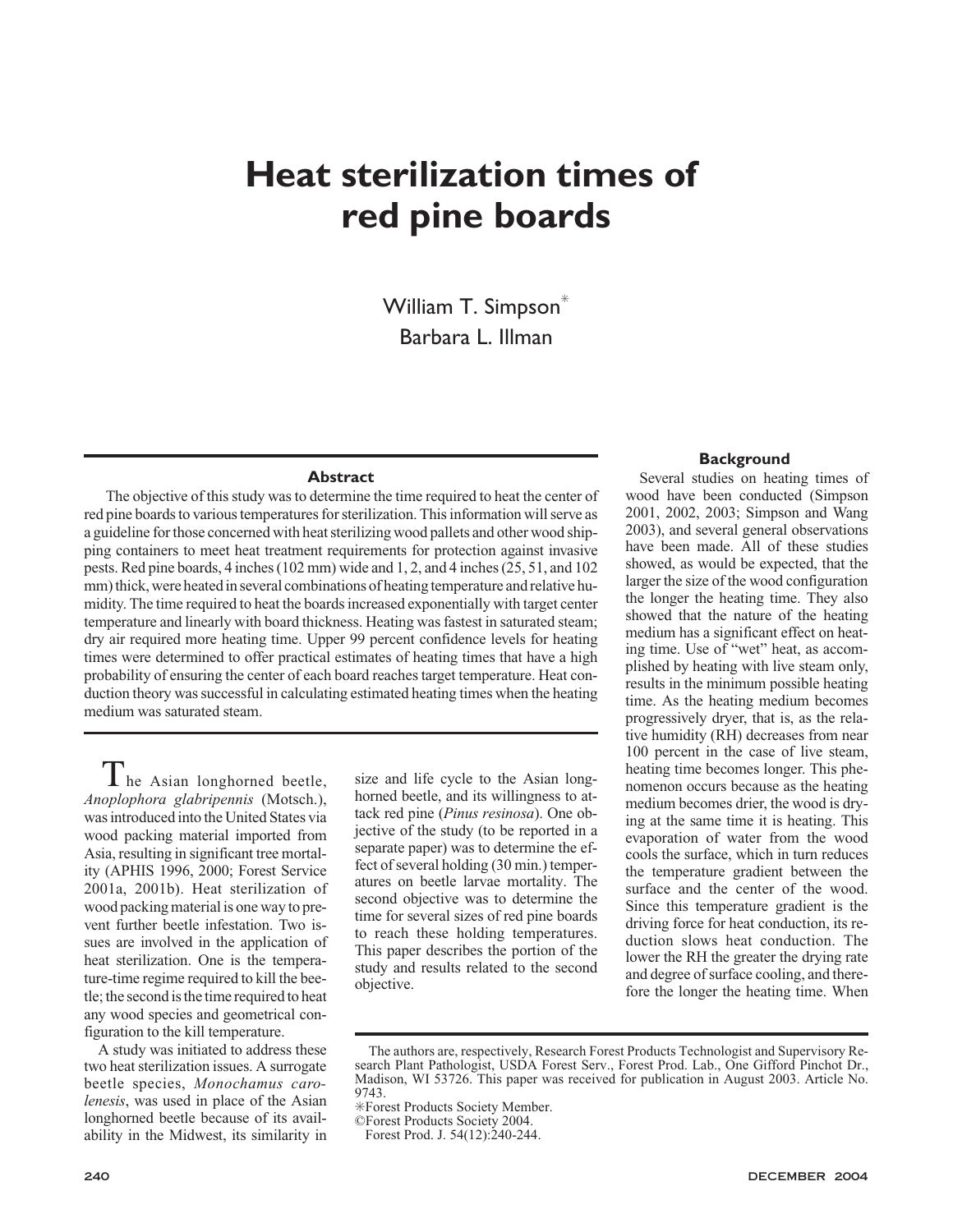# Heat sterilization times of red pine boards

William T. Simpson*
Barbara L. Illman

## Abstract

The objective of this study was to determine the time required to heat the center of red pine boards to various temperatures for sterilization. This information will serve as a guideline for those concerned with heat sterilizing wood pallets and other wood shipping containers to meet heat treatment requirements for protection against invasive pests. Red pine boards, 4 inches (102 mm) wide and 1, 2, and 4 inches (25, 51, and 102 mm) thick, were heated in several combinations of heating temperature and relative humidity. The time required to heat the boards increased exponentially with target center temperature and linearly with board thickness. Heating was fastest in saturated steam; dry air required more heating time. Upper 99 percent confidence levels for heating times were determined to offer practical estimates of heating times that have a high probability of ensuring the center of each board reaches target temperature. Heat conduction theory was successful in calculating estimated heating times when the heating medium was saturated steam.

The Asian longhorned beetle, *Anoplophora glabripennis* (Motsch.), was introduced into the United States via wood packing material imported from Asia, resulting in significant tree mortality (APHIS 1996, 2000; Forest Service 2001a, 2001b). Heat sterilization of wood packing material is one way to prevent further beetle infestation. Two issues are involved in the application of heat sterilization. One is the temperature-time regime required to kill the beetle; the second is the time required to heat any wood species and geometrical configuration to the kill temperature.

A study was initiated to address these two heat sterilization issues. A surrogate beetle species, *Monochamus carolenesis*, was used in place of the Asian longhorned beetle because of its availability in the Midwest, its similarity in size and life cycle to the Asian longhorned beetle, and its willingness to attack red pine (*Pinus resinosa*). One objective of the study (to be reported in a separate paper) was to determine the effect of several holding (30 min.) temperatures on beetle larvae mortality. The second objective was to determine the time for several sizes of red pine boards to reach these holding temperatures. This paper describes the portion of the study and results related to the second objective.

## Background

Several studies on heating times of wood have been conducted (Simpson 2001, 2002, 2003; Simpson and Wang 2003), and several general observations have been made. All of these studies showed, as would be expected, that the larger the size of the wood configuration the longer the heating time. They also showed that the nature of the heating medium has a significant effect on heating time. Use of "wet" heat, as accomplished by heating with live steam only, results in the minimum possible heating time. As the heating medium becomes progressively dryer, that is, as the relative humidity (RH) decreases from near 100 percent in the case of live steam, heating time becomes longer. This phenomenon occurs because as the heating medium becomes drier, the wood is drying at the same time it is heating. This evaporation of water from the wood cools the surface, which in turn reduces the temperature gradient between the surface and the center of the wood. Since this temperature gradient is the driving force for heat conduction, its reduction slows heat conduction. The lower the RH the greater the drying rate and degree of surface cooling, and therefore the longer the heating time. When

---

The authors are, respectively, Research Forest Products Technologist and Supervisory Research Plant Pathologist, USDA Forest Serv., Forest Prod. Lab., One Gifford Pinchot Dr., Madison, WI 53726. This paper was received for publication in August 2003. Article No. 9743.

*Forest Products Society Member.

©Forest Products Society 2004.

Forest Prod. J. 54(12):240-244.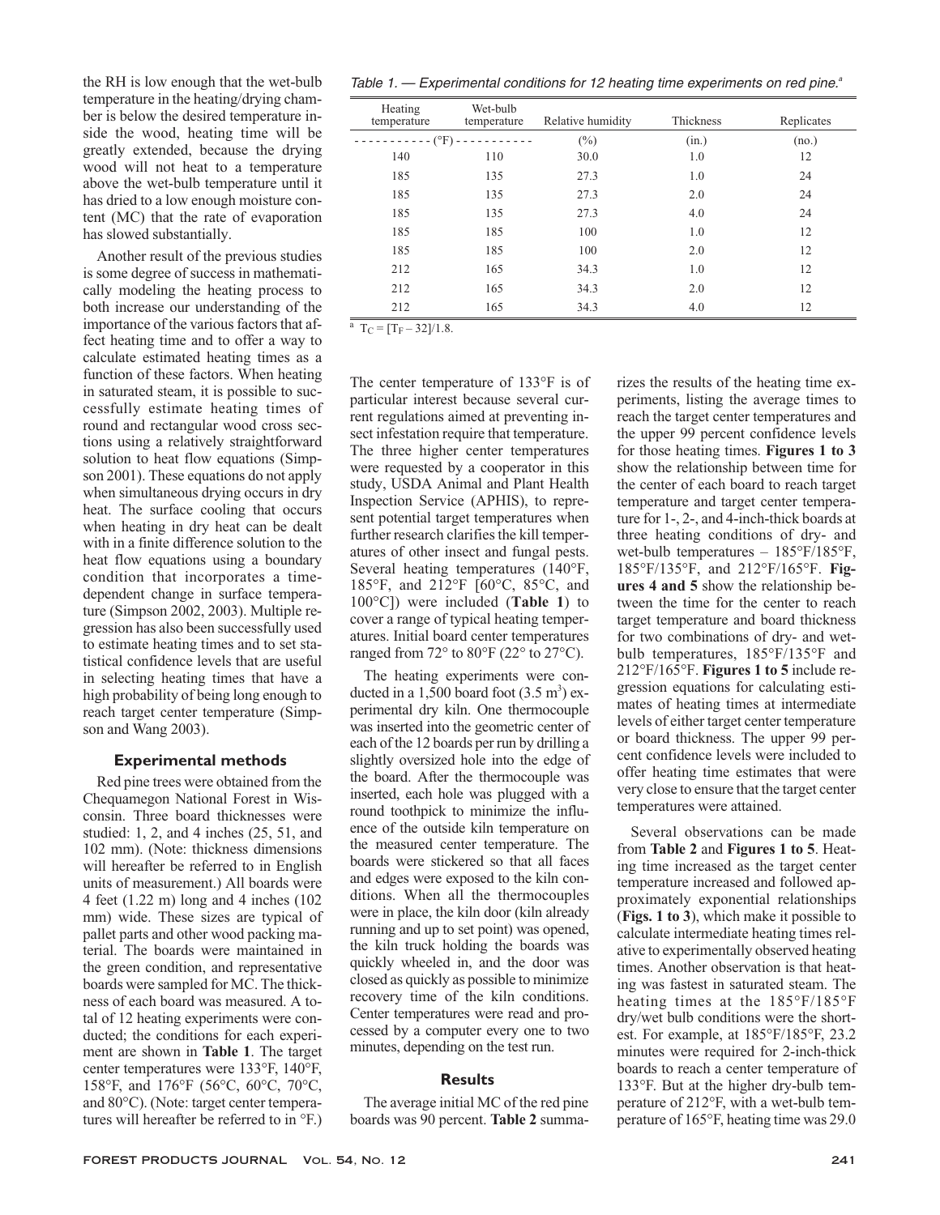the RH is low enough that the wet-bulb temperature in the heating/drying chamber is below the desired temperature inside the wood, heating time will be greatly extended, because the drying wood will not heat to a temperature above the wet-bulb temperature until it has dried to a low enough moisture content (MC) that the rate of evaporation has slowed substantially.

Another result of the previous studies is some degree of success in mathematically modeling the heating process to both increase our understanding of the importance of the various factors that affect heating time and to offer a way to calculate estimated heating times as a function of these factors. When heating in saturated steam, it is possible to successfully estimate heating times of round and rectangular wood cross sections using a relatively straightforward solution to heat flow equations (Simpson 2001). These equations do not apply when simultaneous drying occurs in dry heat. The surface cooling that occurs when heating in dry heat can be dealt with in a finite difference solution to the heat flow equations using a boundary condition that incorporates a time-dependent change in surface temperature (Simpson 2002, 2003). Multiple regression has also been successfully used to estimate heating times and to set statistical confidence levels that are useful in selecting heating times that have a high probability of being long enough to reach target center temperature (Simpson and Wang 2003).

## Experimental methods

Red pine trees were obtained from the Chequamegon National Forest in Wisconsin. Three board thicknesses were studied: 1, 2, and 4 inches (25, 51, and 102 mm). (Note: thickness dimensions will hereafter be referred to in English units of measurement.) All boards were 4 feet (1.22 m) long and 4 inches (102 mm) wide. These sizes are typical of pallet parts and other wood packing material. The boards were maintained in the green condition, and representative boards were sampled for MC. The thickness of each board was measured. A total of 12 heating experiments were conducted; the conditions for each experiment are shown in **Table 1**. The target center temperatures were 133°F, 140°F, 158°F, and 176°F (56°C, 60°C, 70°C, and 80°C). (Note: target center temperatures will hereafter be referred to in °F.)

*Table 1. — Experimental conditions for 12 heating time experiments on red pine.*[a]

| Heating temperature | Wet-bulb temperature | Relative humidity | Thickness | Replicates |
|---|---|---|---|---|
| (°F) | | (%) | (in.) | (no.) |
| 140 | 110 | 30.0 | 1.0 | 12 |
| 185 | 135 | 27.3 | 1.0 | 24 |
| 185 | 135 | 27.3 | 2.0 | 24 |
| 185 | 135 | 27.3 | 4.0 | 24 |
| 185 | 185 | 100 | 1.0 | 12 |
| 185 | 185 | 100 | 2.0 | 12 |
| 212 | 165 | 34.3 | 1.0 | 12 |
| 212 | 165 | 34.3 | 2.0 | 12 |
| 212 | 165 | 34.3 | 4.0 | 12 |

[a] $T_C = [T_F - 32]/1.8$.

The center temperature of 133°F is of particular interest because several current regulations aimed at preventing insect infestation require that temperature. The three higher center temperatures were requested by a cooperator in this study, USDA Animal and Plant Health Inspection Service (APHIS), to represent potential target temperatures when further research clarifies the kill temperatures of other insect and fungal pests. Several heating temperatures (140°F, 185°F, and 212°F [60°C, 85°C, and 100°C]) were included (**Table 1**) to cover a range of typical heating temperatures. Initial board center temperatures ranged from 72° to 80°F (22° to 27°C).

The heating experiments were conducted in a 1,500 board foot (3.5 $m^3$) experimental dry kiln. One thermocouple was inserted into the geometric center of each of the 12 boards per run by drilling a slightly oversized hole into the edge of the board. After the thermocouple was inserted, each hole was plugged with a round toothpick to minimize the influence of the outside kiln temperature on the measured center temperature. The boards were stickered so that all faces and edges were exposed to the kiln conditions. When all the thermocouples were in place, the kiln door (kiln already running and up to set point) was opened, the kiln truck holding the boards was quickly wheeled in, and the door was closed as quickly as possible to minimize recovery time of the kiln conditions. Center temperatures were read and processed by a computer every one to two minutes, depending on the test run.

## Results

The average initial MC of the red pine boards was 90 percent. **Table 2** summarizes the results of the heating time experiments, listing the average times to reach the target center temperatures and the upper 99 percent confidence levels for those heating times. **Figures 1 to 3** show the relationship between time for the center of each board to reach target temperature and target center temperature for 1-, 2-, and 4-inch-thick boards at three heating conditions of dry- and wet-bulb temperatures – 185°F/185°F, 185°F/135°F, and 212°F/165°F. **Figures 4 and 5** show the relationship between the time for the center to reach target temperature and board thickness for two combinations of dry- and wet-bulb temperatures, 185°F/135°F and 212°F/165°F. **Figures 1 to 5** include regression equations for calculating estimates of heating times at intermediate levels of either target center temperature or board thickness. The upper 99 percent confidence levels were included to offer heating time estimates that were very close to ensure that the target center temperatures were attained.

Several observations can be made from **Table 2** and **Figures 1 to 5**. Heating time increased as the target center temperature increased and followed approximately exponential relationships (**Figs. 1 to 3**), which make it possible to calculate intermediate heating times relative to experimentally observed heating times. Another observation is that heating was fastest in saturated steam. The heating times at the 185°F/185°F dry/wet bulb conditions were the shortest. For example, at 185°F/185°F, 23.2 minutes were required for 2-inch-thick boards to reach a center temperature of 133°F. But at the higher dry-bulb temperature of 212°F, with a wet-bulb temperature of 165°F, heating time was 29.0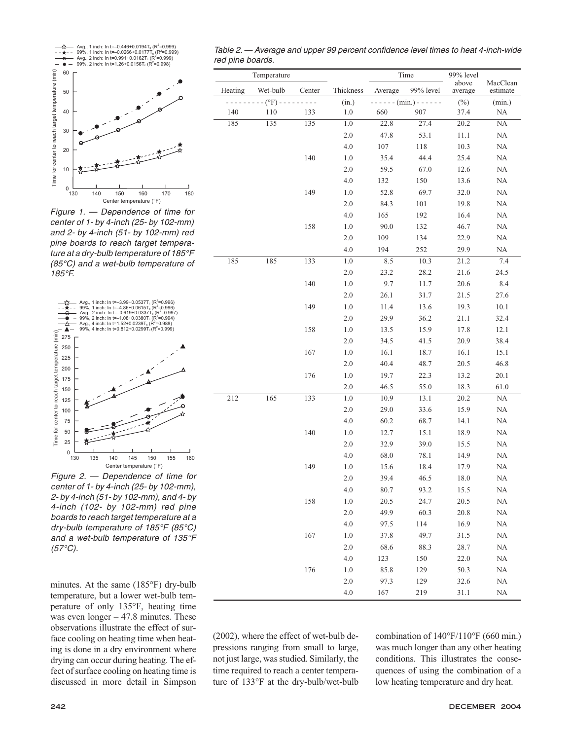*Figure 1. — Dependence of time for center of 1- by 4-inch (25- by 102-mm) and 2- by 4-inch (51- by 102-mm) red pine boards to reach target temperature at a dry-bulb temperature of 185°F (85°C) and a wet-bulb temperature of 185°F.*

*Figure 2. — Dependence of time for center of 1- by 4-inch (25- by 102-mm), 2- by 4-inch (51- by 102-mm), and 4- by 4-inch (102- by 102-mm) red pine boards to reach target temperature at a dry-bulb temperature of 185°F (85°C) and a wet-bulb temperature of 135°F (57°C).*

minutes. At the same (185°F) dry-bulb temperature, but a lower wet-bulb temperature of only 135°F, heating time was even longer – 47.8 minutes. These observations illustrate the effect of surface cooling on heating time when heating is done in a dry environment where drying can occur during heating. The effect of surface cooling on heating time is discussed in more detail in Simpson (2002), where the effect of wet-bulb depressions ranging from small to large, not just large, was studied. Similarly, the time required to reach a center temperature of 133°F at the dry-bulb/wet-bulb combination of 140°F/110°F (660 min.) was much longer than any other heating conditions. This illustrates the consequences of using the combination of a low heating temperature and dry heat.

*Table 2. — Average and upper 99 percent confidence level times to heat 4-inch-wide red pine boards.*

| Temperature | | | Thickness | Time | | 99% level above average | MacClean estimate |
|---|---|---|---|---|---|---|---|
| Heating | Wet-bulb | Center | | Average | 99% level | | |
| (°F) | | | (in.) | (min.) | | (%) | (min.) |
| 140 | 110 | 133 | 1.0 | 660 | 907 | 37.4 | NA |
| 185 | 135 | 135 | 1.0 | 22.8 | 27.4 | 20.2 | NA |
| | | | 2.0 | 47.8 | 53.1 | 11.1 | NA |
| | | | 4.0 | 107 | 118 | 10.3 | NA |
| | | 140 | 1.0 | 35.4 | 44.4 | 25.4 | NA |
| | | | 2.0 | 59.5 | 67.0 | 12.6 | NA |
| | | | 4.0 | 132 | 150 | 13.6 | NA |
| | | 149 | 1.0 | 52.8 | 69.7 | 32.0 | NA |
| | | | 2.0 | 84.3 | 101 | 19.8 | NA |
| | | | 4.0 | 165 | 192 | 16.4 | NA |
| | | 158 | 1.0 | 90.0 | 132 | 46.7 | NA |
| | | | 2.0 | 109 | 134 | 22.9 | NA |
| | | | 4.0 | 194 | 252 | 29.9 | NA |
| 185 | 185 | 133 | 1.0 | 8.5 | 10.3 | 21.2 | 7.4 |
| | | | 2.0 | 23.2 | 28.2 | 21.6 | 24.5 |
| | | 140 | 1.0 | 9.7 | 11.7 | 20.6 | 8.4 |
| | | | 2.0 | 26.1 | 31.7 | 21.5 | 27.6 |
| | | 149 | 1.0 | 11.4 | 13.6 | 19.3 | 10.1 |
| | | | 2.0 | 29.9 | 36.2 | 21.1 | 32.4 |
| | | 158 | 1.0 | 13.5 | 15.9 | 17.8 | 12.1 |
| | | | 2.0 | 34.5 | 41.5 | 20.9 | 38.4 |
| | | 167 | 1.0 | 16.1 | 18.7 | 16.1 | 15.1 |
| | | | 2.0 | 40.4 | 48.7 | 20.5 | 46.8 |
| | | 176 | 1.0 | 19.7 | 22.3 | 13.2 | 20.1 |
| | | | 2.0 | 46.5 | 55.0 | 18.3 | 61.0 |
| 212 | 165 | 133 | 1.0 | 10.9 | 13.1 | 20.2 | NA |
| | | | 2.0 | 29.0 | 33.6 | 15.9 | NA |
| | | | 4.0 | 60.2 | 68.7 | 14.1 | NA |
| | | 140 | 1.0 | 12.7 | 15.1 | 18.9 | NA |
| | | | 2.0 | 32.9 | 39.0 | 15.5 | NA |
| | | | 4.0 | 68.0 | 78.1 | 14.9 | NA |
| | | 149 | 1.0 | 15.6 | 18.4 | 17.9 | NA |
| | | | 2.0 | 39.4 | 46.5 | 18.0 | NA |
| | | | 4.0 | 80.7 | 93.2 | 15.5 | NA |
| | | 158 | 1.0 | 20.5 | 24.7 | 20.5 | NA |
| | | | 2.0 | 49.9 | 60.3 | 20.8 | NA |
| | | | 4.0 | 97.5 | 114 | 16.9 | NA |
| | | 167 | 1.0 | 37.8 | 49.7 | 31.5 | NA |
| | | | 2.0 | 68.6 | 88.3 | 28.7 | NA |
| | | | 4.0 | 123 | 150 | 22.0 | NA |
| | | 176 | 1.0 | 85.8 | 129 | 50.3 | NA |
| | | | 2.0 | 97.3 | 129 | 32.6 | NA |
| | | | 4.0 | 167 | 219 | 31.1 | NA |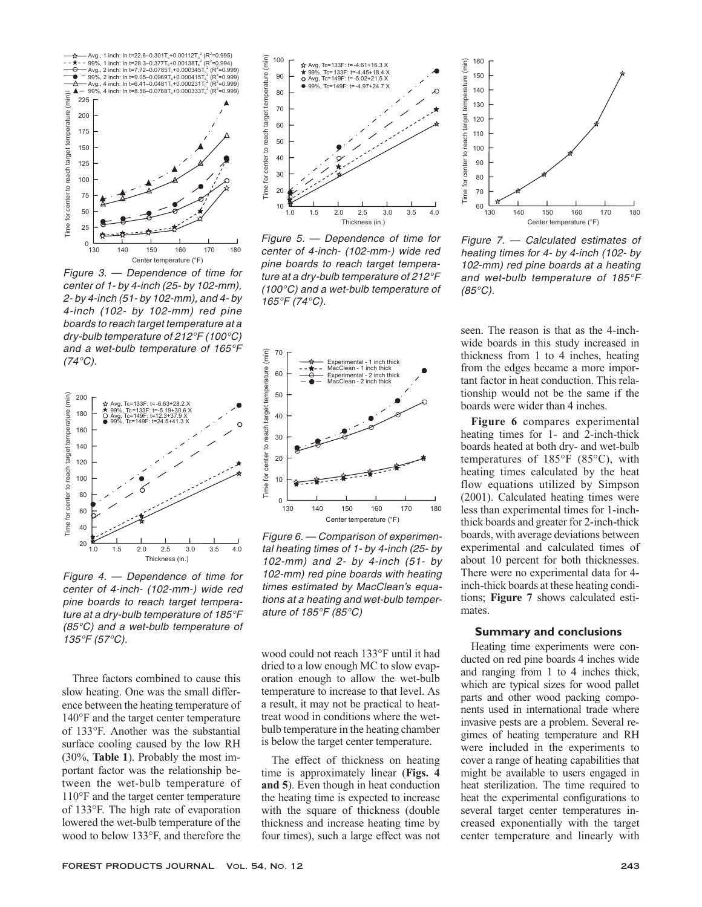Figure 3. — Dependence of time for center of 1- by 4-inch (25- by 102-mm), 2- by 4-inch (51- by 102-mm), and 4- by 4-inch (102- by 102-mm) red pine boards to reach target temperature at a dry-bulb temperature of 212°F (100°C) and a wet-bulb temperature of 165°F (74°C).

Figure 4. — Dependence of time for center of 4-inch- (102-mm-) wide red pine boards to reach target temperature at a dry-bulb temperature of 185°F (85°C) and a wet-bulb temperature of 135°F (57°C).

Figure 5. — Dependence of time for center of 4-inch- (102-mm-) wide red pine boards to reach target temperature at a dry-bulb temperature of 212°F (100°C) and a wet-bulb temperature of 165°F (74°C).

Figure 6. — Comparison of experimental heating times of 1- by 4-inch (25- by 102-mm) and 2- by 4-inch (51- by 102-mm) red pine boards with heating times estimated by MacClean's equations at a heating and wet-bulb temperature of 185°F (85°C)

Figure 7. — Calculated estimates of heating times for 4- by 4-inch (102- by 102-mm) red pine boards at a heating and wet-bulb temperature of 185°F (85°C).

Three factors combined to cause this slow heating. One was the small difference between the heating temperature of 140°F and the target center temperature of 133°F. Another was the substantial surface cooling caused by the low RH (30%, **Table 1**). Probably the most important factor was the relationship between the wet-bulb temperature of 110°F and the target center temperature of 133°F. The high rate of evaporation lowered the wet-bulb temperature of the wood to below 133°F, and therefore the wood could not reach 133°F until it had dried to a low enough MC to slow evaporation enough to allow the wet-bulb temperature to increase to that level. As a result, it may not be practical to heat-treat wood in conditions where the wet-bulb temperature in the heating chamber is below the target center temperature.

The effect of thickness on heating time is approximately linear (**Figs. 4 and 5**). Even though in heat conduction the heating time is expected to increase with the square of thickness (double thickness and increase heating time by four times), such a large effect was not seen. The reason is that as the 4-inch-wide boards in this study increased in thickness from 1 to 4 inches, heating from the edges became a more important factor in heat conduction. This relationship would not be the same if the boards were wider than 4 inches.

**Figure 6** compares experimental heating times for 1- and 2-inch-thick boards heated at both dry- and wet-bulb temperatures of 185°F (85°C), with heating times calculated by the heat flow equations utilized by Simpson (2001). Calculated heating times were less than experimental times for 1-inch-thick boards and greater for 2-inch-thick boards, with average deviations between experimental and calculated times of about 10 percent for both thicknesses. There were no experimental data for 4-inch-thick boards at these heating conditions; **Figure 7** shows calculated estimates.

## Summary and conclusions

Heating time experiments were conducted on red pine boards 4 inches wide and ranging from 1 to 4 inches thick, which are typical sizes for wood pallet parts and other wood packing components used in international trade where invasive pests are a problem. Several regimes of heating temperature and RH were included in the experiments to cover a range of heating capabilities that might be available to users engaged in heat sterilization. The time required to heat the experimental configurations to several target center temperatures increased exponentially with the target center temperature and linearly with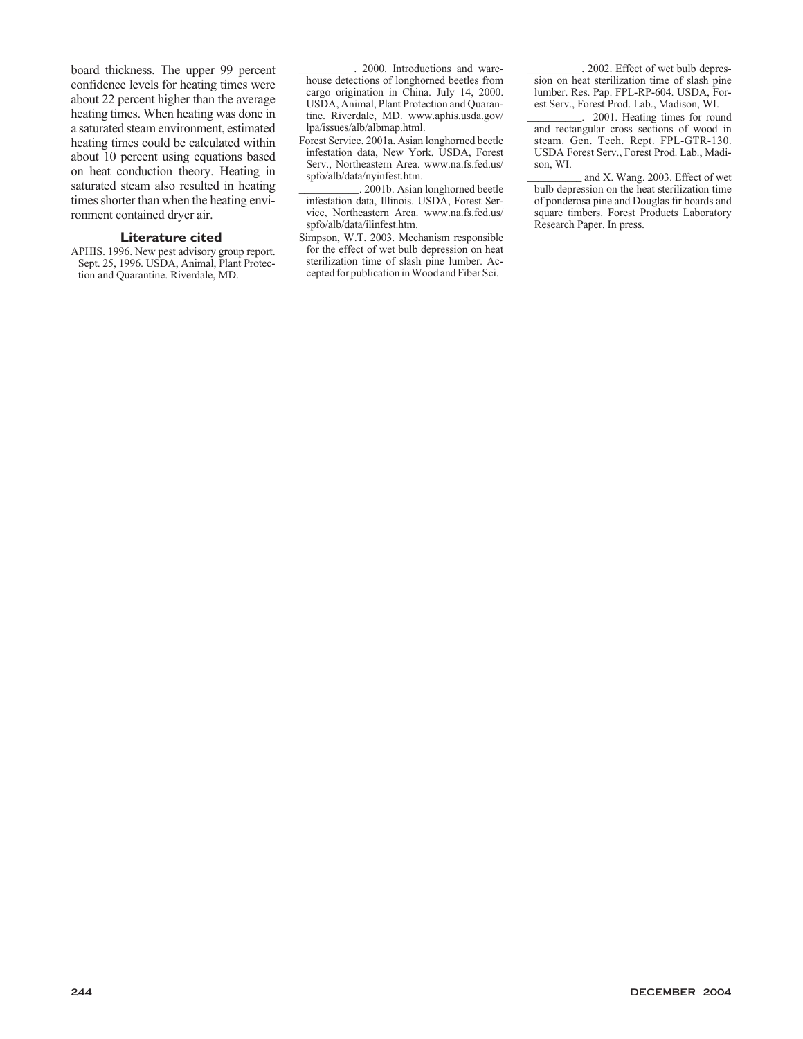board thickness. The upper 99 percent confidence levels for heating times were about 22 percent higher than the average heating times. When heating was done in a saturated steam environment, estimated heating times could be calculated within about 10 percent using equations based on heat conduction theory. Heating in saturated steam also resulted in heating times shorter than when the heating environment contained dryer air.

## Literature cited

APHIS. 1996. New pest advisory group report. Sept. 25, 1996. USDA, Animal, Plant Protection and Quarantine. Riverdale, MD.

__________. 2000. Introductions and warehouse detections of longhorned beetles from cargo origination in China. July 14, 2000. USDA, Animal, Plant Protection and Quarantine. Riverdale, MD. www.aphis.usda.gov/lpa/issues/alb/albmap.html.

Forest Service. 2001a. Asian longhorned beetle infestation data, New York. USDA, Forest Serv., Northeastern Area. www.na.fs.fed.us/spfo/alb/data/nyinfest.htm.

__________. 2001b. Asian longhorned beetle infestation data, Illinois. USDA, Forest Service, Northeastern Area. www.na.fs.fed.us/spfo/alb/data/ilinfest.htm.

Simpson, W.T. 2003. Mechanism responsible for the effect of wet bulb depression on heat sterilization time of slash pine lumber. Accepted for publication in Wood and Fiber Sci.

__________. 2002. Effect of wet bulb depression on heat sterilization time of slash pine lumber. Res. Pap. FPL-RP-604. USDA, Forest Serv., Forest Prod. Lab., Madison, WI.

__________. 2001. Heating times for round and rectangular cross sections of wood in steam. Gen. Tech. Rept. FPL-GTR-130. USDA Forest Serv., Forest Prod. Lab., Madison, WI.

__________ and X. Wang. 2003. Effect of wet bulb depression on the heat sterilization time of ponderosa pine and Douglas fir boards and square timbers. Forest Products Laboratory Research Paper. In press.